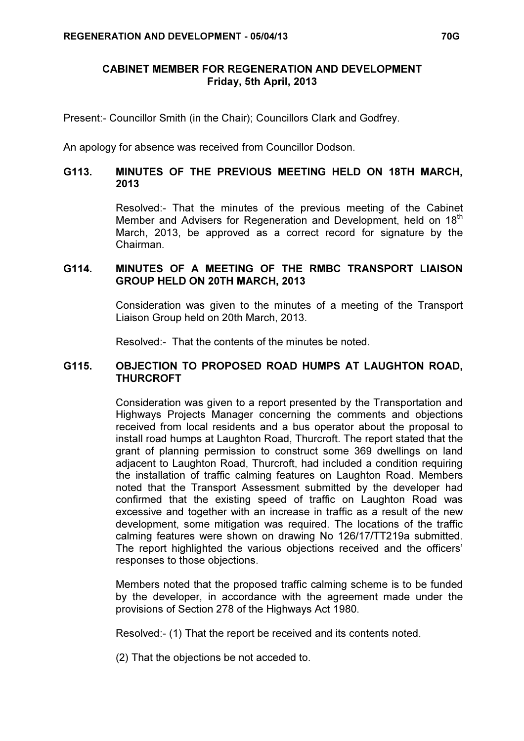# CABINET MEMBER FOR REGENERATION AND DEVELOPMENT
## Friday, 5th April, 2013

Present:- Councillor Smith (in the Chair); Councillors Clark and Godfrey.

An apology for absence was received from Councillor Dodson.

### G113. MINUTES OF THE PREVIOUS MEETING HELD ON 18TH MARCH, 2013

Resolved:- That the minutes of the previous meeting of the Cabinet Member and Advisers for Regeneration and Development, held on 18th March, 2013, be approved as a correct record for signature by the Chairman.

### G114. MINUTES OF A MEETING OF THE RMBC TRANSPORT LIAISON GROUP HELD ON 20TH MARCH, 2013

Consideration was given to the minutes of a meeting of the Transport Liaison Group held on 20th March, 2013.

Resolved:- That the contents of the minutes be noted.

### G115. OBJECTION TO PROPOSED ROAD HUMPS AT LAUGHTON ROAD, THURCROFT

Consideration was given to a report presented by the Transportation and Highways Projects Manager concerning the comments and objections received from local residents and a bus operator about the proposal to install road humps at Laughton Road, Thurcroft. The report stated that the grant of planning permission to construct some 369 dwellings on land adjacent to Laughton Road, Thurcroft, had included a condition requiring the installation of traffic calming features on Laughton Road. Members noted that the Transport Assessment submitted by the developer had confirmed that the existing speed of traffic on Laughton Road was excessive and together with an increase in traffic as a result of the new development, some mitigation was required. The locations of the traffic calming features were shown on drawing No 126/17/TT219a submitted. The report highlighted the various objections received and the officers' responses to those objections.

Members noted that the proposed traffic calming scheme is to be funded by the developer, in accordance with the agreement made under the provisions of Section 278 of the Highways Act 1980.

Resolved:- (1) That the report be received and its contents noted.

(2) That the objections be not acceded to.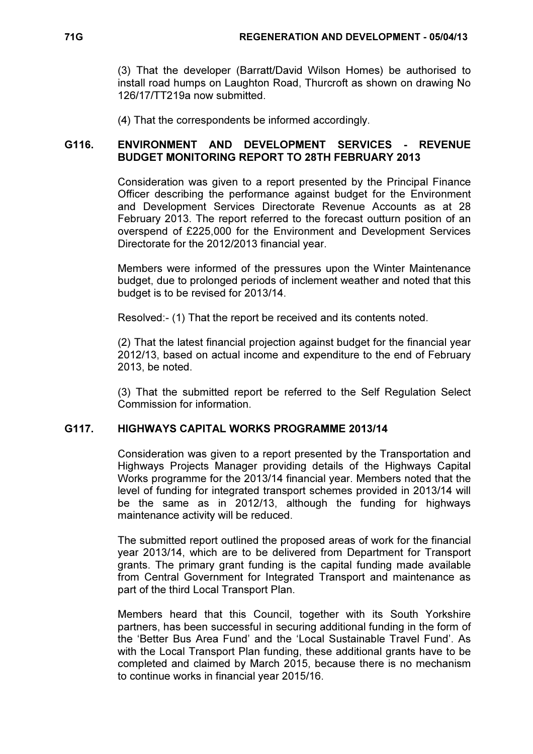(3) That the developer (Barratt/David Wilson Homes) be authorised to install road humps on Laughton Road, Thurcroft as shown on drawing No 126/17/TT219a now submitted.

(4) That the correspondents be informed accordingly.

## G116. ENVIRONMENT AND DEVELOPMENT SERVICES - REVENUE BUDGET MONITORING REPORT TO 28TH FEBRUARY 2013

Consideration was given to a report presented by the Principal Finance Officer describing the performance against budget for the Environment and Development Services Directorate Revenue Accounts as at 28 February 2013. The report referred to the forecast outturn position of an overspend of £225,000 for the Environment and Development Services Directorate for the 2012/2013 financial year.

Members were informed of the pressures upon the Winter Maintenance budget, due to prolonged periods of inclement weather and noted that this budget is to be revised for 2013/14.

Resolved:- (1) That the report be received and its contents noted.

(2) That the latest financial projection against budget for the financial year 2012/13, based on actual income and expenditure to the end of February 2013, be noted.

(3) That the submitted report be referred to the Self Regulation Select Commission for information.

## G117. HIGHWAYS CAPITAL WORKS PROGRAMME 2013/14

Consideration was given to a report presented by the Transportation and Highways Projects Manager providing details of the Highways Capital Works programme for the 2013/14 financial year. Members noted that the level of funding for integrated transport schemes provided in 2013/14 will be the same as in 2012/13, although the funding for highways maintenance activity will be reduced.

The submitted report outlined the proposed areas of work for the financial year 2013/14, which are to be delivered from Department for Transport grants. The primary grant funding is the capital funding made available from Central Government for Integrated Transport and maintenance as part of the third Local Transport Plan.

Members heard that this Council, together with its South Yorkshire partners, has been successful in securing additional funding in the form of the 'Better Bus Area Fund' and the 'Local Sustainable Travel Fund'. As with the Local Transport Plan funding, these additional grants have to be completed and claimed by March 2015, because there is no mechanism to continue works in financial year 2015/16.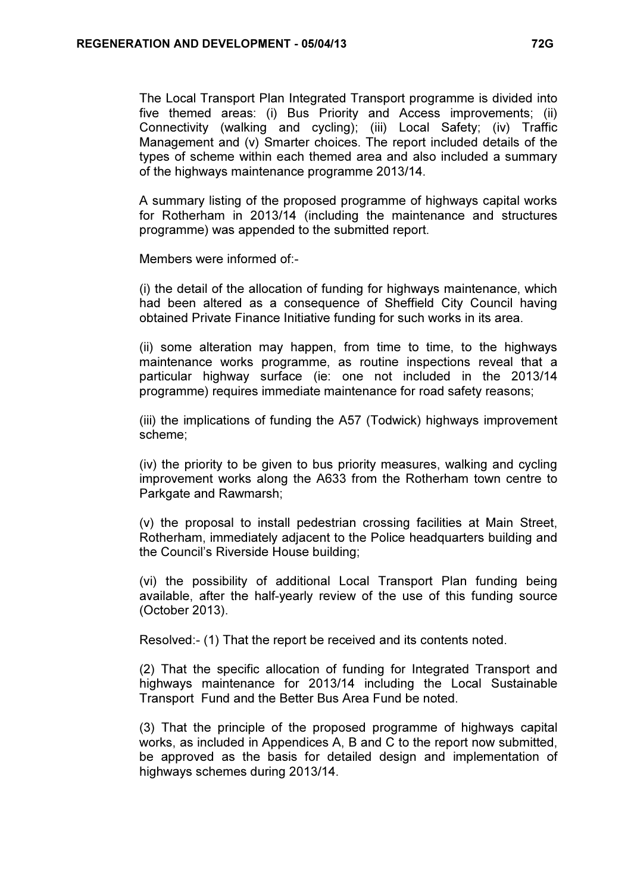The Local Transport Plan Integrated Transport programme is divided into five themed areas: (i) Bus Priority and Access improvements; (ii) Connectivity (walking and cycling); (iii) Local Safety; (iv) Traffic Management and (v) Smarter choices. The report included details of the types of scheme within each themed area and also included a summary of the highways maintenance programme 2013/14.

A summary listing of the proposed programme of highways capital works for Rotherham in 2013/14 (including the maintenance and structures programme) was appended to the submitted report.

Members were informed of:-

(i) the detail of the allocation of funding for highways maintenance, which had been altered as a consequence of Sheffield City Council having obtained Private Finance Initiative funding for such works in its area.

(ii) some alteration may happen, from time to time, to the highways maintenance works programme, as routine inspections reveal that a particular highway surface (ie: one not included in the 2013/14 programme) requires immediate maintenance for road safety reasons;

(iii) the implications of funding the A57 (Todwick) highways improvement scheme;

(iv) the priority to be given to bus priority measures, walking and cycling improvement works along the A633 from the Rotherham town centre to Parkgate and Rawmarsh;

(v) the proposal to install pedestrian crossing facilities at Main Street, Rotherham, immediately adjacent to the Police headquarters building and the Council's Riverside House building;

(vi) the possibility of additional Local Transport Plan funding being available, after the half-yearly review of the use of this funding source (October 2013).

Resolved:- (1) That the report be received and its contents noted.

(2) That the specific allocation of funding for Integrated Transport and highways maintenance for 2013/14 including the Local Sustainable Transport Fund and the Better Bus Area Fund be noted.

(3) That the principle of the proposed programme of highways capital works, as included in Appendices A, B and C to the report now submitted, be approved as the basis for detailed design and implementation of highways schemes during 2013/14.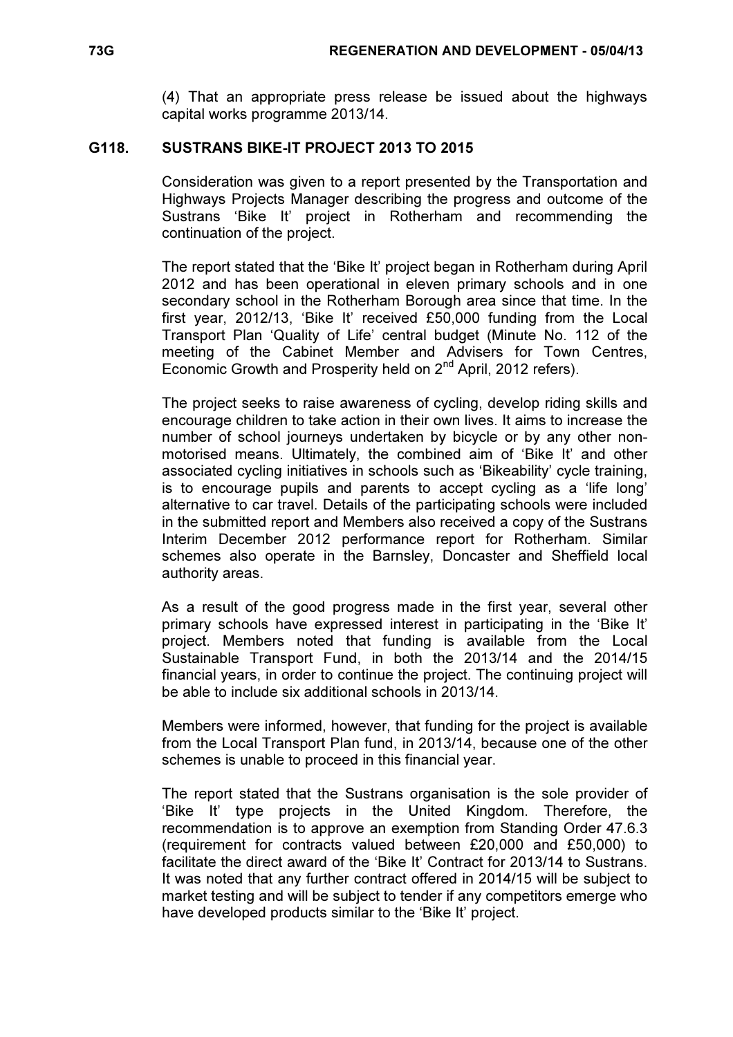(4) That an appropriate press release be issued about the highways capital works programme 2013/14.

## G118. SUSTRANS BIKE-IT PROJECT 2013 TO 2015

Consideration was given to a report presented by the Transportation and Highways Projects Manager describing the progress and outcome of the Sustrans 'Bike It' project in Rotherham and recommending the continuation of the project.

The report stated that the 'Bike It' project began in Rotherham during April 2012 and has been operational in eleven primary schools and in one secondary school in the Rotherham Borough area since that time. In the first year, 2012/13, 'Bike It' received £50,000 funding from the Local Transport Plan 'Quality of Life' central budget (Minute No. 112 of the meeting of the Cabinet Member and Advisers for Town Centres, Economic Growth and Prosperity held on 2nd April, 2012 refers).

The project seeks to raise awareness of cycling, develop riding skills and encourage children to take action in their own lives. It aims to increase the number of school journeys undertaken by bicycle or by any other non-motorised means. Ultimately, the combined aim of 'Bike It' and other associated cycling initiatives in schools such as 'Bikeability' cycle training, is to encourage pupils and parents to accept cycling as a 'life long' alternative to car travel. Details of the participating schools were included in the submitted report and Members also received a copy of the Sustrans Interim December 2012 performance report for Rotherham. Similar schemes also operate in the Barnsley, Doncaster and Sheffield local authority areas.

As a result of the good progress made in the first year, several other primary schools have expressed interest in participating in the 'Bike It' project. Members noted that funding is available from the Local Sustainable Transport Fund, in both the 2013/14 and the 2014/15 financial years, in order to continue the project. The continuing project will be able to include six additional schools in 2013/14.

Members were informed, however, that funding for the project is available from the Local Transport Plan fund, in 2013/14, because one of the other schemes is unable to proceed in this financial year.

The report stated that the Sustrans organisation is the sole provider of 'Bike It' type projects in the United Kingdom. Therefore, the recommendation is to approve an exemption from Standing Order 47.6.3 (requirement for contracts valued between £20,000 and £50,000) to facilitate the direct award of the 'Bike It' Contract for 2013/14 to Sustrans. It was noted that any further contract offered in 2014/15 will be subject to market testing and will be subject to tender if any competitors emerge who have developed products similar to the 'Bike It' project.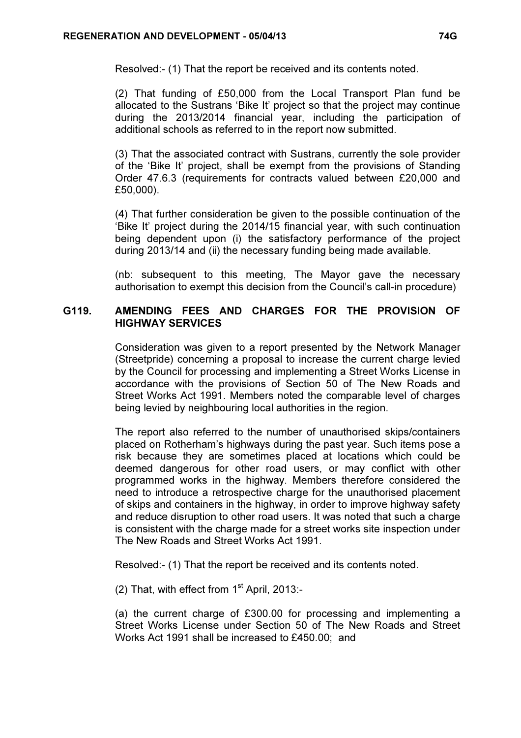Resolved:- (1) That the report be received and its contents noted.

(2) That funding of £50,000 from the Local Transport Plan fund be allocated to the Sustrans 'Bike It' project so that the project may continue during the 2013/2014 financial year, including the participation of additional schools as referred to in the report now submitted.

(3) That the associated contract with Sustrans, currently the sole provider of the 'Bike It' project, shall be exempt from the provisions of Standing Order 47.6.3 (requirements for contracts valued between £20,000 and £50,000).

(4) That further consideration be given to the possible continuation of the 'Bike It' project during the 2014/15 financial year, with such continuation being dependent upon (i) the satisfactory performance of the project during 2013/14 and (ii) the necessary funding being made available.

(nb: subsequent to this meeting, The Mayor gave the necessary authorisation to exempt this decision from the Council's call-in procedure)

## G119. AMENDING FEES AND CHARGES FOR THE PROVISION OF HIGHWAY SERVICES

Consideration was given to a report presented by the Network Manager (Streetpride) concerning a proposal to increase the current charge levied by the Council for processing and implementing a Street Works License in accordance with the provisions of Section 50 of The New Roads and Street Works Act 1991. Members noted the comparable level of charges being levied by neighbouring local authorities in the region.

The report also referred to the number of unauthorised skips/containers placed on Rotherham's highways during the past year. Such items pose a risk because they are sometimes placed at locations which could be deemed dangerous for other road users, or may conflict with other programmed works in the highway. Members therefore considered the need to introduce a retrospective charge for the unauthorised placement of skips and containers in the highway, in order to improve highway safety and reduce disruption to other road users. It was noted that such a charge is consistent with the charge made for a street works site inspection under The New Roads and Street Works Act 1991.

Resolved:- (1) That the report be received and its contents noted.

(2) That, with effect from 1st April, 2013:-

(a) the current charge of £300.00 for processing and implementing a Street Works License under Section 50 of The New Roads and Street Works Act 1991 shall be increased to £450.00; and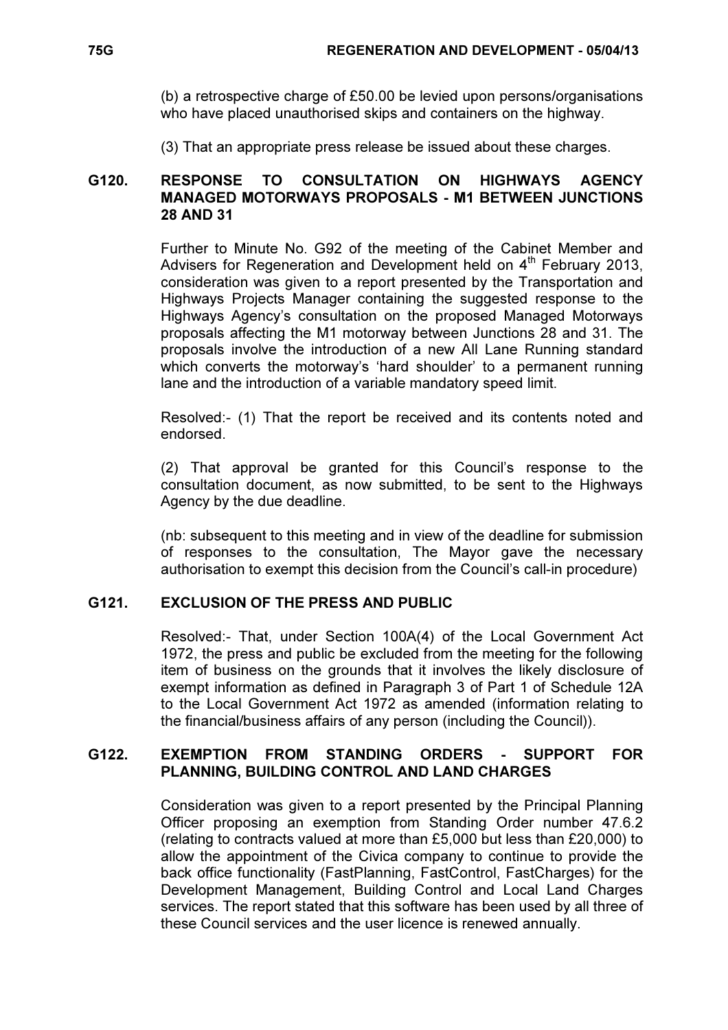(b) a retrospective charge of £50.00 be levied upon persons/organisations who have placed unauthorised skips and containers on the highway.

(3) That an appropriate press release be issued about these charges.

## G120. RESPONSE TO CONSULTATION ON HIGHWAYS AGENCY MANAGED MOTORWAYS PROPOSALS - M1 BETWEEN JUNCTIONS 28 AND 31

Further to Minute No. G92 of the meeting of the Cabinet Member and Advisers for Regeneration and Development held on 4th February 2013, consideration was given to a report presented by the Transportation and Highways Projects Manager containing the suggested response to the Highways Agency's consultation on the proposed Managed Motorways proposals affecting the M1 motorway between Junctions 28 and 31. The proposals involve the introduction of a new All Lane Running standard which converts the motorway's 'hard shoulder' to a permanent running lane and the introduction of a variable mandatory speed limit.

Resolved:- (1) That the report be received and its contents noted and endorsed.

(2) That approval be granted for this Council's response to the consultation document, as now submitted, to be sent to the Highways Agency by the due deadline.

(nb: subsequent to this meeting and in view of the deadline for submission of responses to the consultation, The Mayor gave the necessary authorisation to exempt this decision from the Council's call-in procedure)

## G121. EXCLUSION OF THE PRESS AND PUBLIC

Resolved:- That, under Section 100A(4) of the Local Government Act 1972, the press and public be excluded from the meeting for the following item of business on the grounds that it involves the likely disclosure of exempt information as defined in Paragraph 3 of Part 1 of Schedule 12A to the Local Government Act 1972 as amended (information relating to the financial/business affairs of any person (including the Council)).

## G122. EXEMPTION FROM STANDING ORDERS - SUPPORT FOR PLANNING, BUILDING CONTROL AND LAND CHARGES

Consideration was given to a report presented by the Principal Planning Officer proposing an exemption from Standing Order number 47.6.2 (relating to contracts valued at more than £5,000 but less than £20,000) to allow the appointment of the Civica company to continue to provide the back office functionality (FastPlanning, FastControl, FastCharges) for the Development Management, Building Control and Local Land Charges services. The report stated that this software has been used by all three of these Council services and the user licence is renewed annually.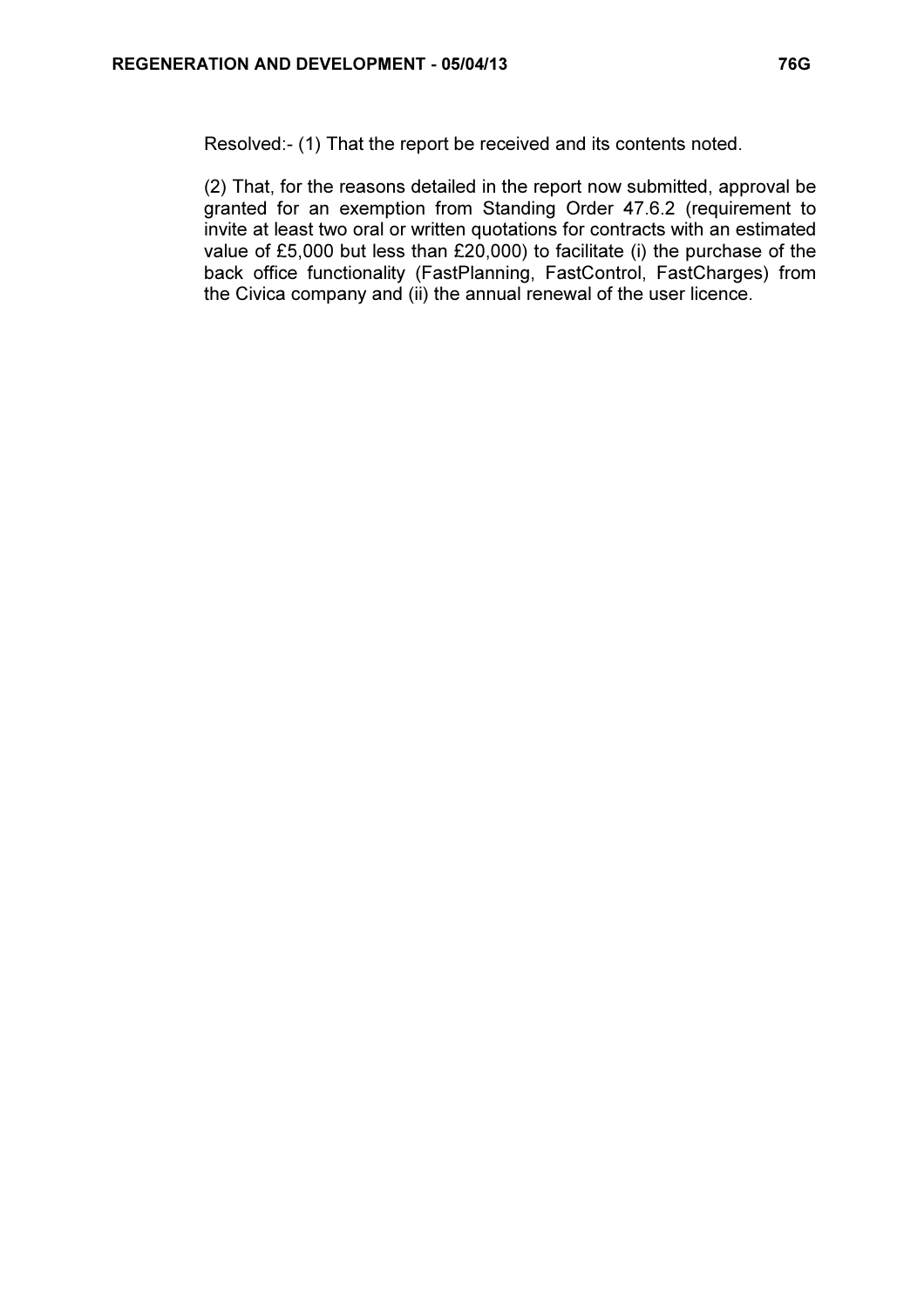Resolved:- (1) That the report be received and its contents noted.

(2) That, for the reasons detailed in the report now submitted, approval be granted for an exemption from Standing Order 47.6.2 (requirement to invite at least two oral or written quotations for contracts with an estimated value of £5,000 but less than £20,000) to facilitate (i) the purchase of the back office functionality (FastPlanning, FastControl, FastCharges) from the Civica company and (ii) the annual renewal of the user licence.